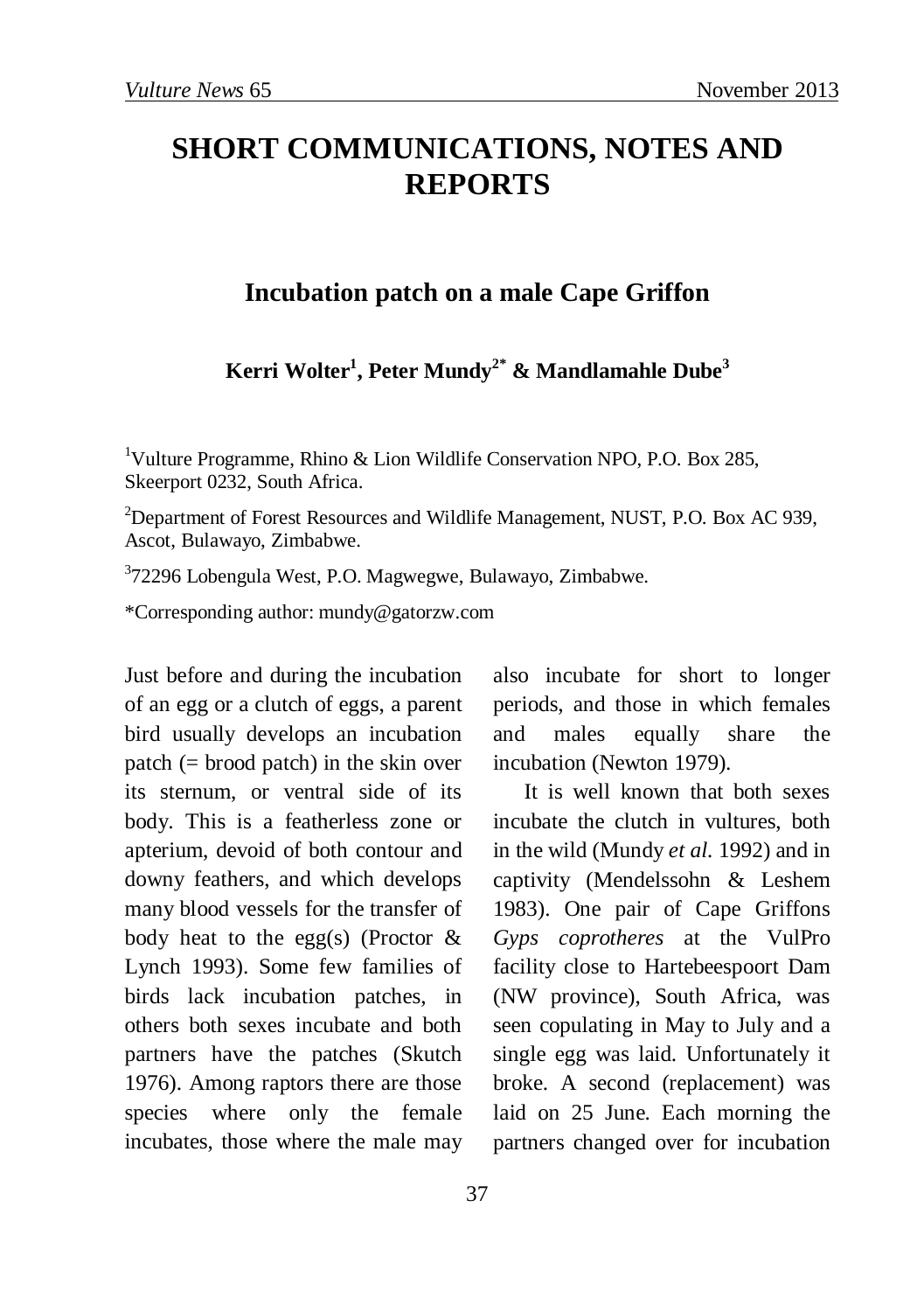# SHORT COMMUNICATIONS, NOTES AND REPORTS

## Incubation patch on a male Cape Griffon

**Kerri Wolter[1], Peter Mundy[2*] & Mandlamahle Dube[3]**

[1]Vulture Programme, Rhino & Lion Wildlife Conservation NPO, P.O. Box 285, Skeerport 0232, South Africa.

[2]Department of Forest Resources and Wildlife Management, NUST, P.O. Box AC 939, Ascot, Bulawayo, Zimbabwe.

[3]72296 Lobengula West, P.O. Magwegwe, Bulawayo, Zimbabwe.

*Corresponding author: mundy@gatorzw.com

Just before and during the incubation of an egg or a clutch of eggs, a parent bird usually develops an incubation patch (= brood patch) in the skin over its sternum, or ventral side of its body. This is a featherless zone or apterium, devoid of both contour and downy feathers, and which develops many blood vessels for the transfer of body heat to the egg(s) (Proctor & Lynch 1993). Some few families of birds lack incubation patches, in others both sexes incubate and both partners have the patches (Skutch 1976). Among raptors there are those species where only the female incubates, those where the male may also incubate for short to longer periods, and those in which females and males equally share the incubation (Newton 1979).

It is well known that both sexes incubate the clutch in vultures, both in the wild (Mundy *et al*. 1992) and in captivity (Mendelssohn & Leshem 1983). One pair of Cape Griffons *Gyps coprotheres* at the VulPro facility close to Hartebeespoort Dam (NW province), South Africa, was seen copulating in May to July and a single egg was laid. Unfortunately it broke. A second (replacement) was laid on 25 June. Each morning the partners changed over for incubation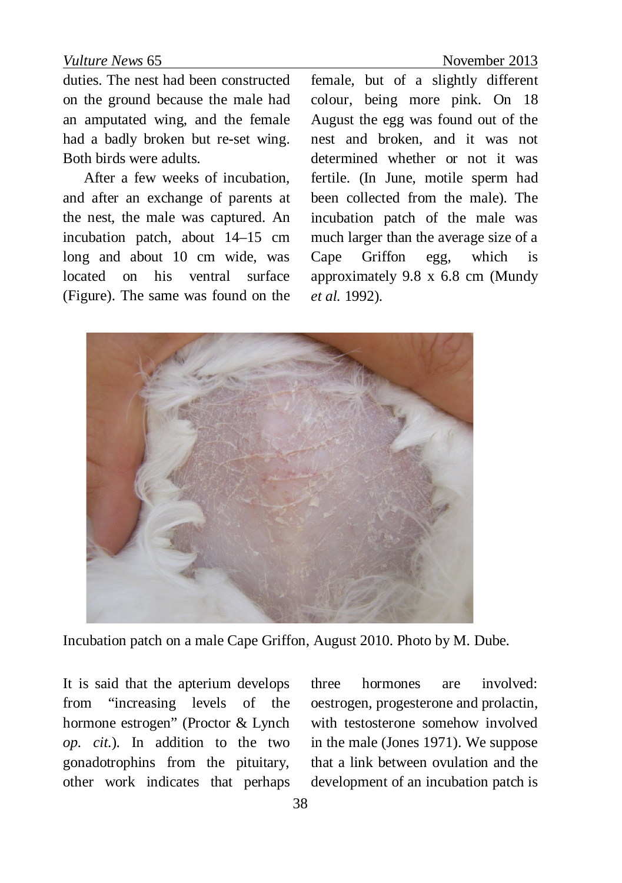duties. The nest had been constructed on the ground because the male had an amputated wing, and the female had a badly broken but re-set wing. Both birds were adults.

After a few weeks of incubation, and after an exchange of parents at the nest, the male was captured. An incubation patch, about 14–15 cm long and about 10 cm wide, was located on his ventral surface (Figure). The same was found on the female, but of a slightly different colour, being more pink. On 18 August the egg was found out of the nest and broken, and it was not determined whether or not it was fertile. (In June, motile sperm had been collected from the male). The incubation patch of the male was much larger than the average size of a Cape Griffon egg, which is approximately 9.8 x 6.8 cm (Mundy *et al.* 1992).

Incubation patch on a male Cape Griffon, August 2010. Photo by M. Dube.

It is said that the apterium develops from "increasing levels of the hormone estrogen" (Proctor & Lynch *op. cit.*). In addition to the two gonadotrophins from the pituitary, other work indicates that perhaps three hormones are involved: oestrogen, progesterone and prolactin, with testosterone somehow involved in the male (Jones 1971). We suppose that a link between ovulation and the development of an incubation patch is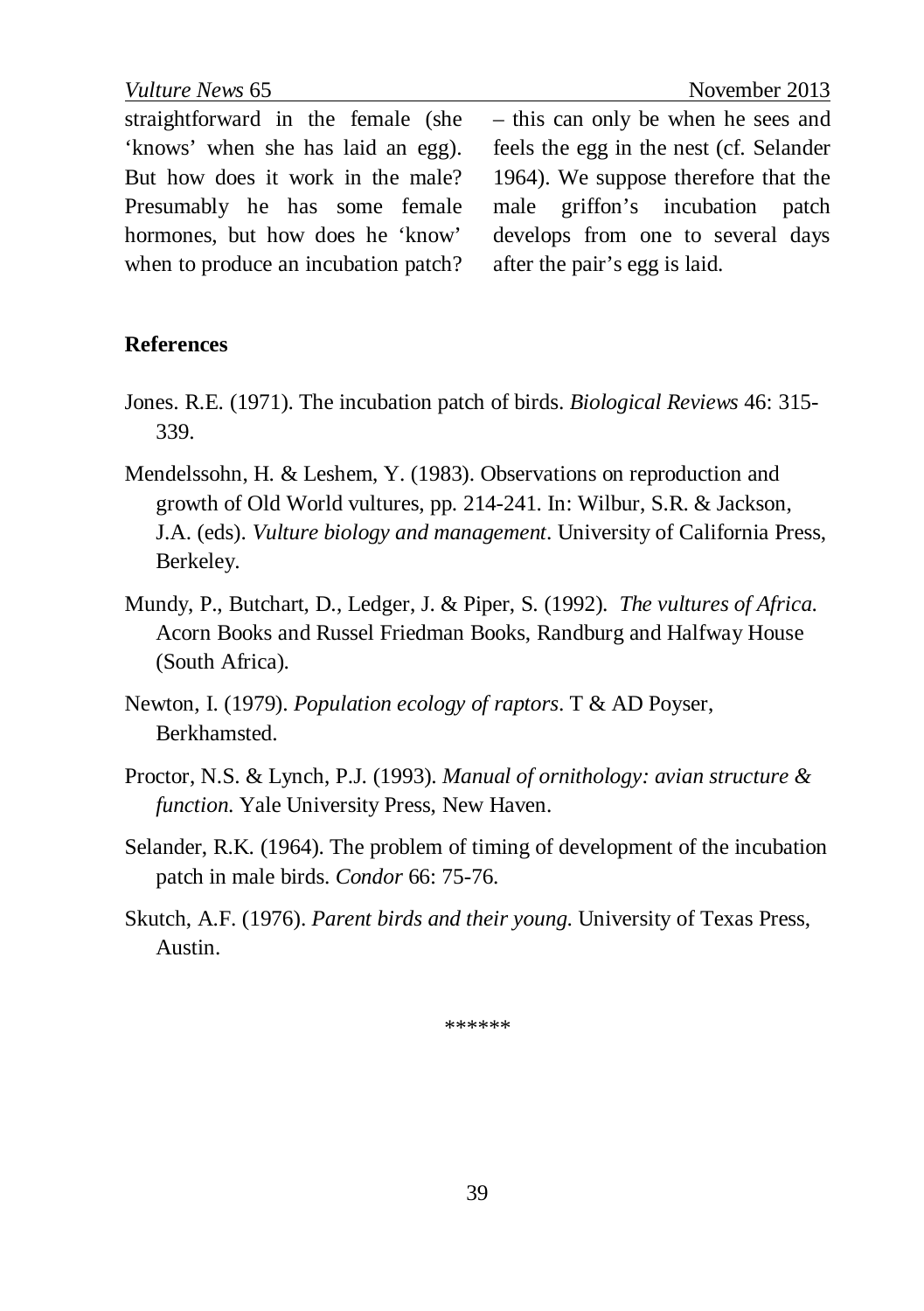straightforward in the female (she 'knows' when she has laid an egg). But how does it work in the male? Presumably he has some female hormones, but how does he 'know' when to produce an incubation patch? – this can only be when he sees and feels the egg in the nest (cf. Selander 1964). We suppose therefore that the male griffon's incubation patch develops from one to several days after the pair's egg is laid.

## References

Jones. R.E. (1971). The incubation patch of birds. *Biological Reviews* 46: 315-339.

Mendelssohn, H. & Leshem, Y. (1983). Observations on reproduction and growth of Old World vultures, pp. 214-241. In: Wilbur, S.R. & Jackson, J.A. (eds). *Vulture biology and management*. University of California Press, Berkeley.

Mundy, P., Butchart, D., Ledger, J. & Piper, S. (1992). *The vultures of Africa.* Acorn Books and Russel Friedman Books, Randburg and Halfway House (South Africa).

Newton, I. (1979). *Population ecology of raptors*. T & AD Poyser, Berkhamsted.

Proctor, N.S. & Lynch, P.J. (1993). *Manual of ornithology: avian structure & function.* Yale University Press, New Haven.

Selander, R.K. (1964). The problem of timing of development of the incubation patch in male birds. *Condor* 66: 75-76.

Skutch, A.F. (1976). *Parent birds and their young.* University of Texas Press, Austin.

******